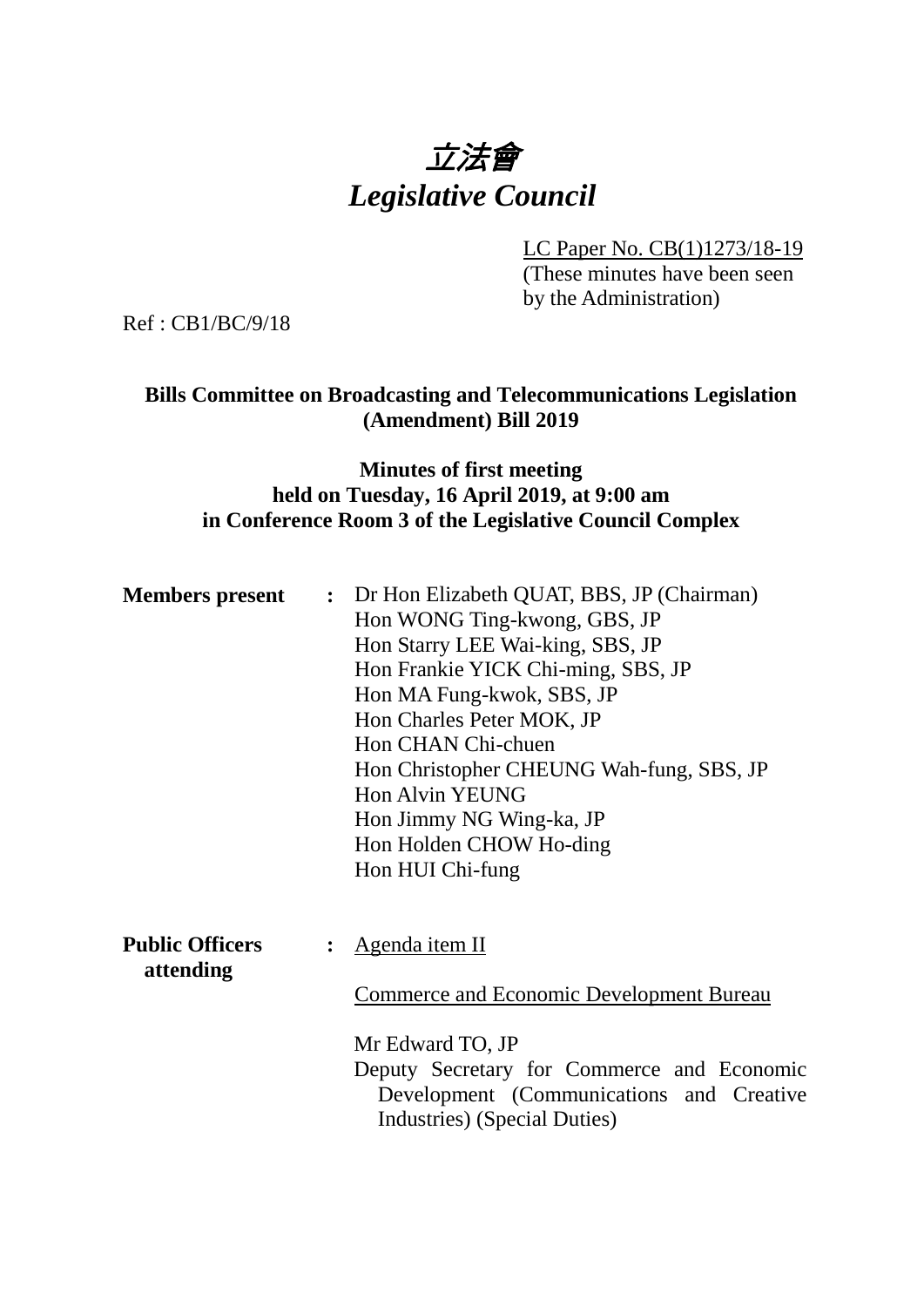# *立法會*
# *Legislative Council*

LC Paper No. CB(1)1273/18-19
(These minutes have been seen by the Administration)

Ref : CB1/BC/9/18

**Bills Committee on Broadcasting and Telecommunications Legislation (Amendment) Bill 2019**

**Minutes of first meeting held on Tuesday, 16 April 2019, at 9:00 am in Conference Room 3 of the Legislative Council Complex**

**Members present** :
Dr Hon Elizabeth QUAT, BBS, JP (Chairman)
Hon WONG Ting-kwong, GBS, JP
Hon Starry LEE Wai-king, SBS, JP
Hon Frankie YICK Chi-ming, SBS, JP
Hon MA Fung-kwok, SBS, JP
Hon Charles Peter MOK, JP
Hon CHAN Chi-chuen
Hon Christopher CHEUNG Wah-fung, SBS, JP
Hon Alvin YEUNG
Hon Jimmy NG Wing-ka, JP
Hon Holden CHOW Ho-ding
Hon HUI Chi-fung

**Public Officers attending** :
Agenda item II

Commerce and Economic Development Bureau

Mr Edward TO, JP
Deputy Secretary for Commerce and Economic Development (Communications and Creative Industries) (Special Duties)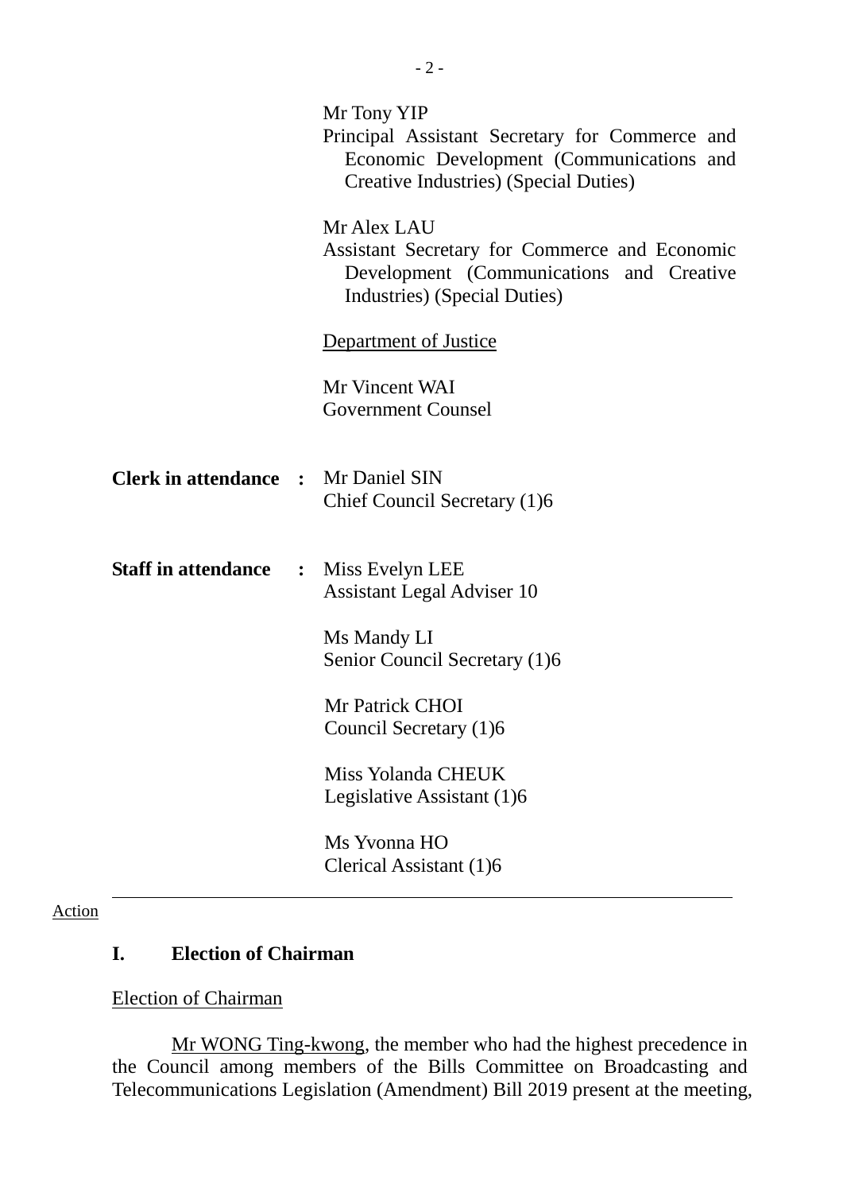Mr Tony YIP
Principal Assistant Secretary for Commerce and Economic Development (Communications and Creative Industries) (Special Duties)

Mr Alex LAU
Assistant Secretary for Commerce and Economic Development (Communications and Creative Industries) (Special Duties)

Department of Justice

Mr Vincent WAI
Government Counsel

**Clerk in attendance :** Mr Daniel SIN
Chief Council Secretary (1)6

**Staff in attendance :** Miss Evelyn LEE
Assistant Legal Adviser 10

Ms Mandy LI
Senior Council Secretary (1)6

Mr Patrick CHOI
Council Secretary (1)6

Miss Yolanda CHEUK
Legislative Assistant (1)6

Ms Yvonna HO
Clerical Assistant (1)6

---

Action

## I. Election of Chairman

Election of Chairman

Mr WONG Ting-kwong, the member who had the highest precedence in the Council among members of the Bills Committee on Broadcasting and Telecommunications Legislation (Amendment) Bill 2019 present at the meeting,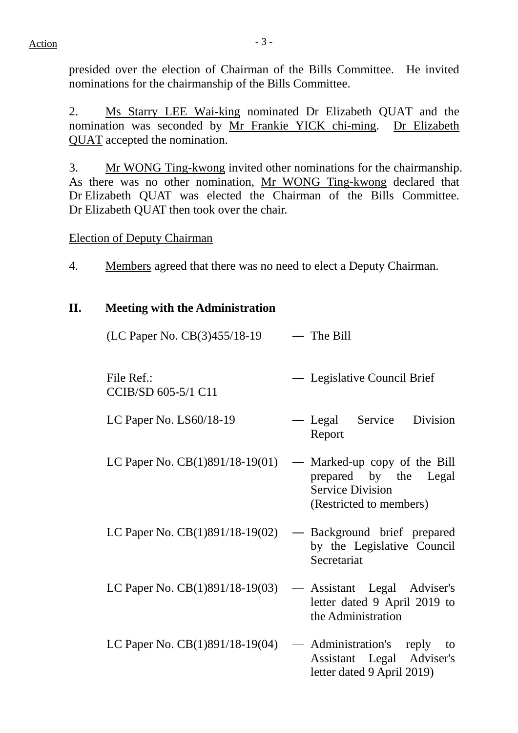presided over the election of Chairman of the Bills Committee. He invited nominations for the chairmanship of the Bills Committee.

2. Ms Starry LEE Wai-king nominated Dr Elizabeth QUAT and the nomination was seconded by Mr Frankie YICK chi-ming. Dr Elizabeth QUAT accepted the nomination.

3. Mr WONG Ting-kwong invited other nominations for the chairmanship. As there was no other nomination, Mr WONG Ting-kwong declared that Dr Elizabeth QUAT was elected the Chairman of the Bills Committee. Dr Elizabeth QUAT then took over the chair.

Election of Deputy Chairman

4. Members agreed that there was no need to elect a Deputy Chairman.

## II. Meeting with the Administration

(LC Paper No. CB(3)455/18-19 — The Bill

File Ref.: CCIB/SD 605-5/1 C11 — Legislative Council Brief

LC Paper No. LS60/18-19 — Legal Service Division Report

LC Paper No. CB(1)891/18-19(01) — Marked-up copy of the Bill prepared by the Legal Service Division (Restricted to members)

LC Paper No. CB(1)891/18-19(02) — Background brief prepared by the Legislative Council Secretariat

LC Paper No. CB(1)891/18-19(03) — Assistant Legal Adviser's letter dated 9 April 2019 to the Administration

LC Paper No. CB(1)891/18-19(04) — Administration's reply to Assistant Legal Adviser's letter dated 9 April 2019)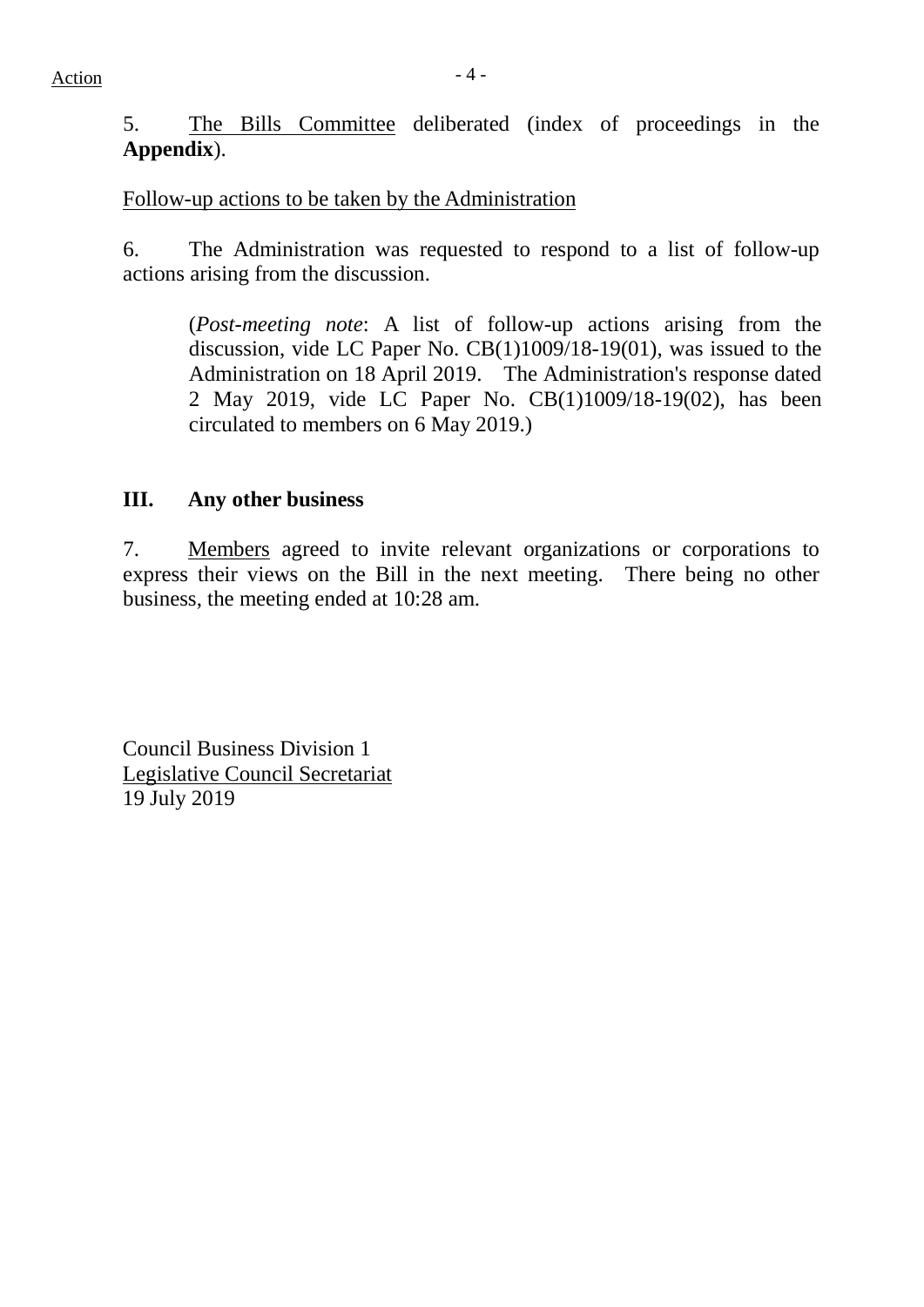Action

5. The Bills Committee deliberated (index of proceedings in the **Appendix**).

Follow-up actions to be taken by the Administration

6. The Administration was requested to respond to a list of follow-up actions arising from the discussion.

> (*Post-meeting note*: A list of follow-up actions arising from the discussion, vide LC Paper No. CB(1)1009/18-19(01), was issued to the Administration on 18 April 2019. The Administration's response dated 2 May 2019, vide LC Paper No. CB(1)1009/18-19(02), has been circulated to members on 6 May 2019.)

## III. Any other business

7. Members agreed to invite relevant organizations or corporations to express their views on the Bill in the next meeting. There being no other business, the meeting ended at 10:28 am.

Council Business Division 1
Legislative Council Secretariat
19 July 2019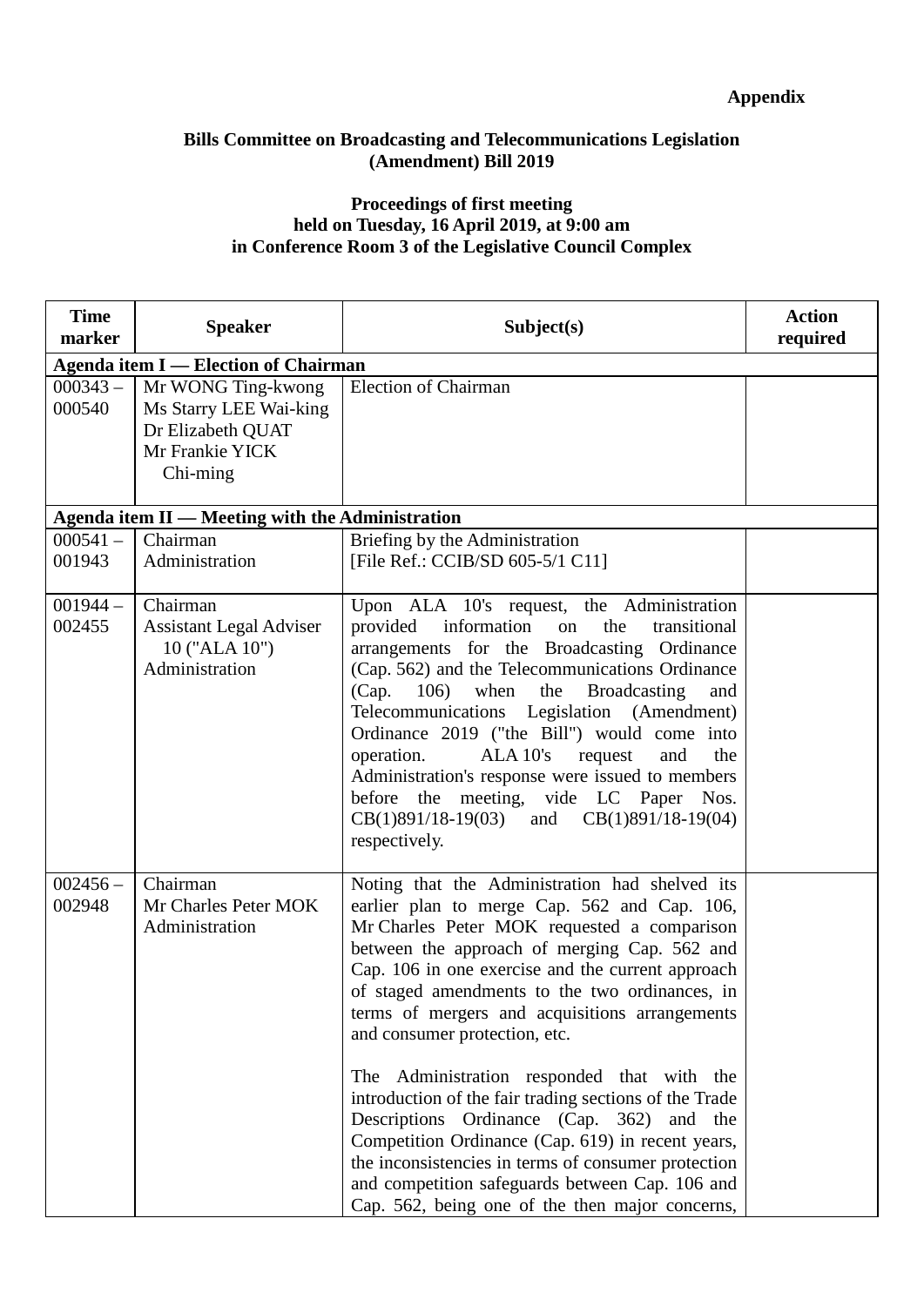**Appendix**

**Bills Committee on Broadcasting and Telecommunications Legislation (Amendment) Bill 2019**

**Proceedings of first meeting held on Tuesday, 16 April 2019, at 9:00 am in Conference Room 3 of the Legislative Council Complex**

| Time marker | Speaker | Subject(s) | Action required |
|---|---|---|---|
| **Agenda item I — Election of Chairman** | | | |
| 000343 – 000540 | Mr WONG Ting-kwong<br>Ms Starry LEE Wai-king<br>Dr Elizabeth QUAT<br>Mr Frankie YICK Chi-ming | Election of Chairman | |
| **Agenda item II — Meeting with the Administration** | | | |
| 000541 – 001943 | Chairman<br>Administration | Briefing by the Administration<br>[File Ref.: CCIB/SD 605-5/1 C11] | |
| 001944 – 002455 | Chairman<br>Assistant Legal Adviser 10 ("ALA 10")<br>Administration | Upon ALA 10's request, the Administration provided information on the transitional arrangements for the Broadcasting Ordinance (Cap. 562) and the Telecommunications Ordinance (Cap. 106) when the Broadcasting and Telecommunications Legislation (Amendment) Ordinance 2019 ("the Bill") would come into operation. ALA 10's request and the Administration's response were issued to members before the meeting, vide LC Paper Nos. CB(1)891/18-19(03) and CB(1)891/18-19(04) respectively. | |
| 002456 – 002948 | Chairman<br>Mr Charles Peter MOK<br>Administration | Noting that the Administration had shelved its earlier plan to merge Cap. 562 and Cap. 106, Mr Charles Peter MOK requested a comparison between the approach of merging Cap. 562 and Cap. 106 in one exercise and the current approach of staged amendments to the two ordinances, in terms of mergers and acquisitions arrangements and consumer protection, etc.<br><br>The Administration responded that with the introduction of the fair trading sections of the Trade Descriptions Ordinance (Cap. 362) and the Competition Ordinance (Cap. 619) in recent years, the inconsistencies in terms of consumer protection and competition safeguards between Cap. 106 and Cap. 562, being one of the then major concerns, | |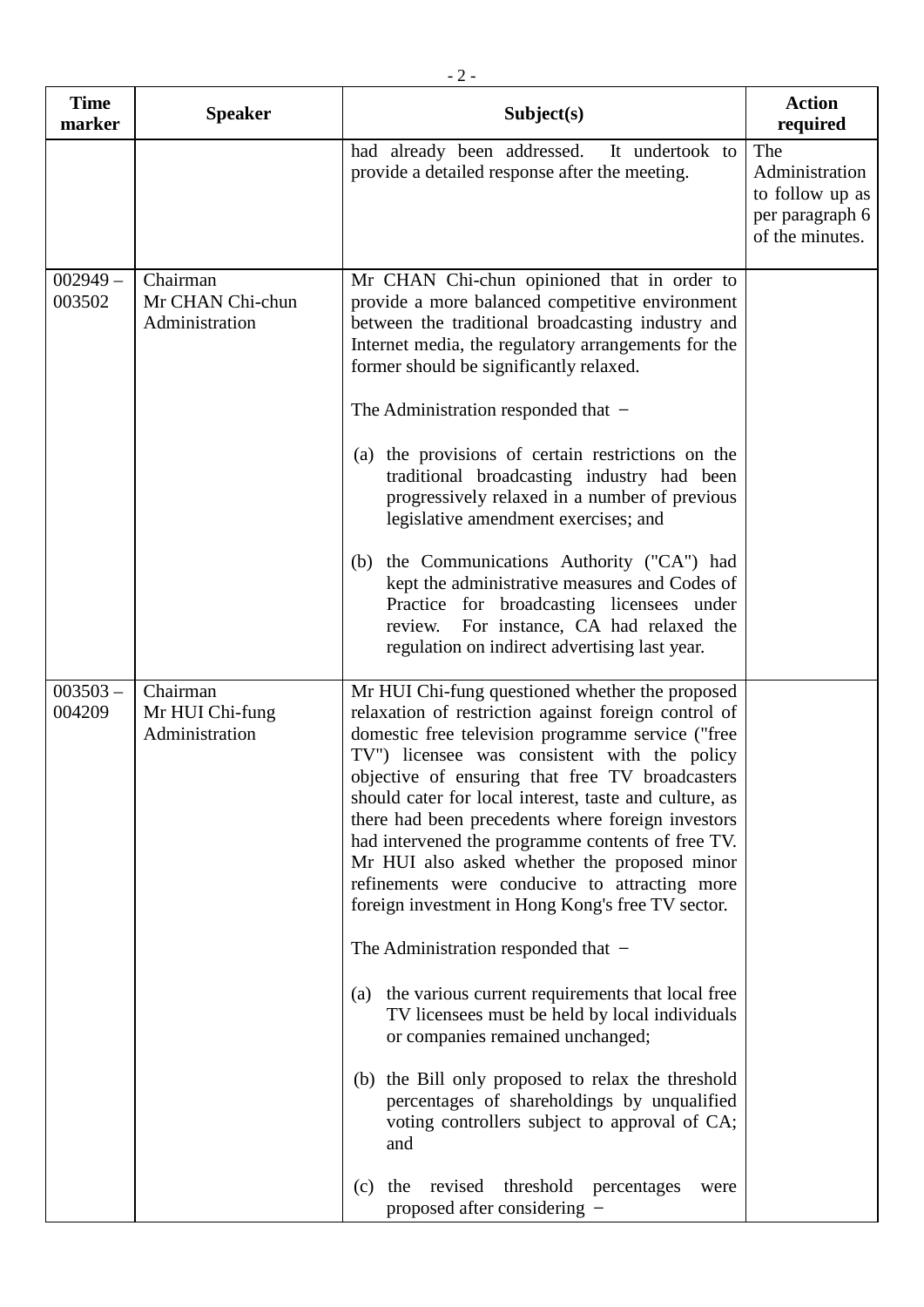| Time marker | Speaker | Subject(s) | Action required |
|---|---|---|---|
| | | had already been addressed. It undertook to provide a detailed response after the meeting. | The Administration to follow up as per paragraph 6 of the minutes. |
| 002949 – 003502 | Chairman<br>Mr CHAN Chi-chun<br>Administration | Mr CHAN Chi-chun opinioned that in order to provide a more balanced competitive environment between the traditional broadcasting industry and Internet media, the regulatory arrangements for the former should be significantly relaxed.<br><br>The Administration responded that −<br><br>(a) the provisions of certain restrictions on the traditional broadcasting industry had been progressively relaxed in a number of previous legislative amendment exercises; and<br><br>(b) the Communications Authority ("CA") had kept the administrative measures and Codes of Practice for broadcasting licensees under review. For instance, CA had relaxed the regulation on indirect advertising last year. | |
| 003503 – 004209 | Chairman<br>Mr HUI Chi-fung<br>Administration | Mr HUI Chi-fung questioned whether the proposed relaxation of restriction against foreign control of domestic free television programme service ("free TV") licensee was consistent with the policy objective of ensuring that free TV broadcasters should cater for local interest, taste and culture, as there had been precedents where foreign investors had intervened the programme contents of free TV. Mr HUI also asked whether the proposed minor refinements were conducive to attracting more foreign investment in Hong Kong's free TV sector.<br><br>The Administration responded that −<br><br>(a) the various current requirements that local free TV licensees must be held by local individuals or companies remained unchanged;<br><br>(b) the Bill only proposed to relax the threshold percentages of shareholdings by unqualified voting controllers subject to approval of CA; and<br><br>(c) the revised threshold percentages were proposed after considering − | |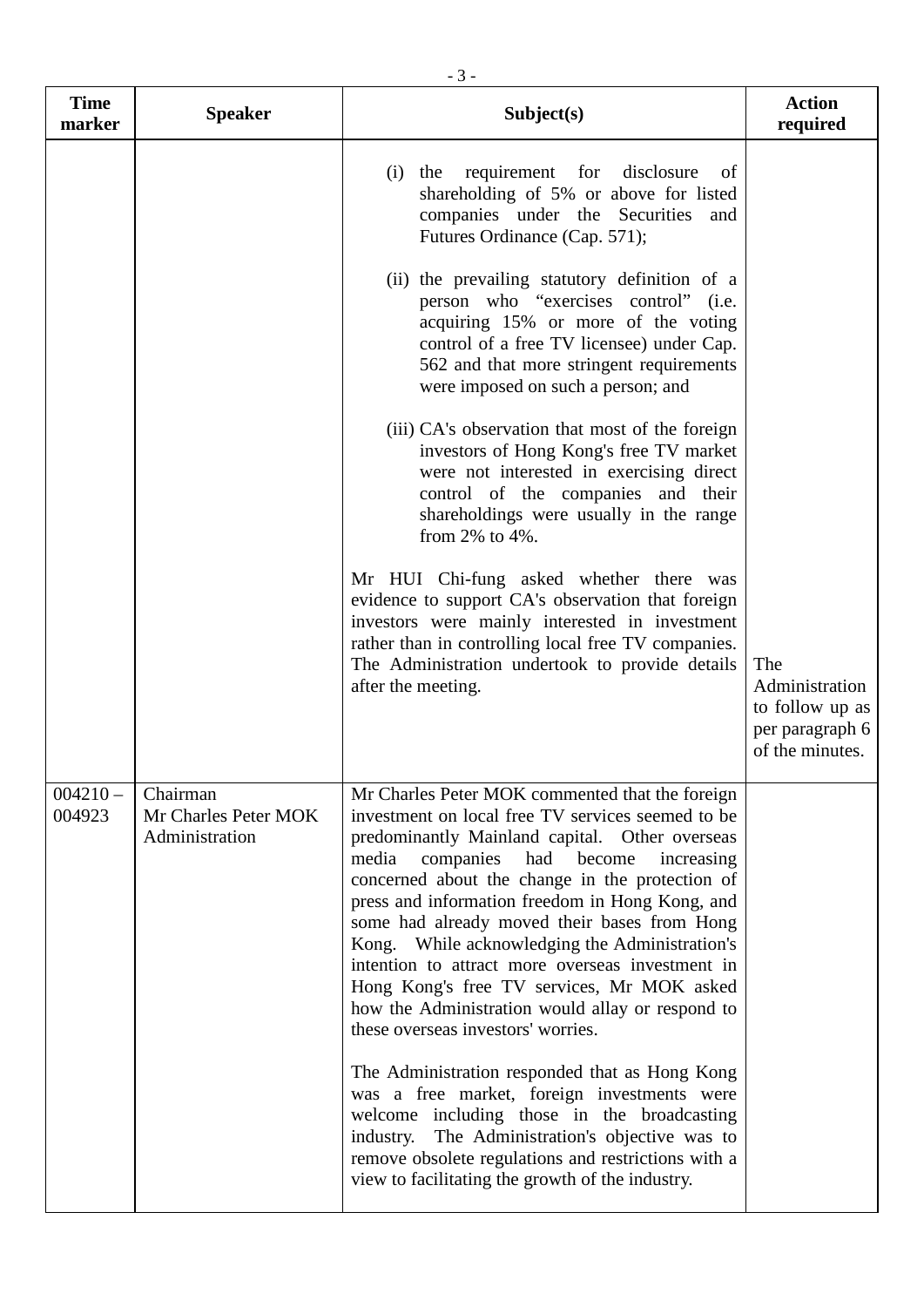| Time marker | Speaker | Subject(s) | Action required |
|---|---|---|---|
| | | (i) the requirement for disclosure of shareholding of 5% or above for listed companies under the Securities and Futures Ordinance (Cap. 571);<br><br>(ii) the prevailing statutory definition of a person who "exercises control" (i.e. acquiring 15% or more of the voting control of a free TV licensee) under Cap. 562 and that more stringent requirements were imposed on such a person; and<br><br>(iii) CA's observation that most of the foreign investors of Hong Kong's free TV market were not interested in exercising direct control of the companies and their shareholdings were usually in the range from 2% to 4%.<br><br>Mr HUI Chi-fung asked whether there was evidence to support CA's observation that foreign investors were mainly interested in investment rather than in controlling local free TV companies. The Administration undertook to provide details after the meeting. | The Administration to follow up as per paragraph 6 of the minutes. |
| 004210 – 004923 | Chairman<br>Mr Charles Peter MOK<br>Administration | Mr Charles Peter MOK commented that the foreign investment on local free TV services seemed to be predominantly Mainland capital. Other overseas media companies had become increasing concerned about the change in the protection of press and information freedom in Hong Kong, and some had already moved their bases from Hong Kong. While acknowledging the Administration's intention to attract more overseas investment in Hong Kong's free TV services, Mr MOK asked how the Administration would allay or respond to these overseas investors' worries.<br><br>The Administration responded that as Hong Kong was a free market, foreign investments were welcome including those in the broadcasting industry. The Administration's objective was to remove obsolete regulations and restrictions with a view to facilitating the growth of the industry. | |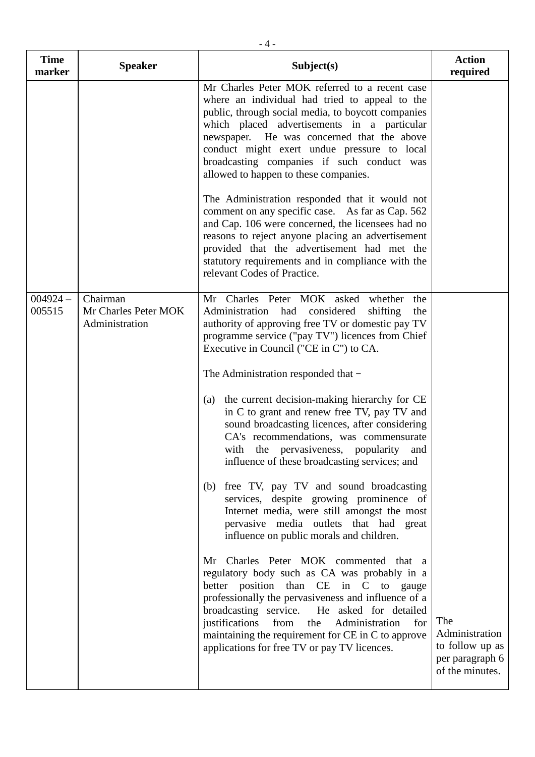| Time marker | Speaker | Subject(s) | Action required |
|---|---|---|---|
| | | Mr Charles Peter MOK referred to a recent case where an individual had tried to appeal to the public, through social media, to boycott companies which placed advertisements in a particular newspaper. He was concerned that the above conduct might exert undue pressure to local broadcasting companies if such conduct was allowed to happen to these companies.<br><br>The Administration responded that it would not comment on any specific case. As far as Cap. 562 and Cap. 106 were concerned, the licensees had no reasons to reject anyone placing an advertisement provided that the advertisement had met the statutory requirements and in compliance with the relevant Codes of Practice. | |
| 004924 – 005515 | Chairman<br>Mr Charles Peter MOK<br>Administration | Mr Charles Peter MOK asked whether the Administration had considered shifting the authority of approving free TV or domestic pay TV programme service ("pay TV") licences from Chief Executive in Council ("CE in C") to CA.<br><br>The Administration responded that –<br><br>(a) the current decision-making hierarchy for CE in C to grant and renew free TV, pay TV and sound broadcasting licences, after considering CA's recommendations, was commensurate with the pervasiveness, popularity and influence of these broadcasting services; and<br><br>(b) free TV, pay TV and sound broadcasting services, despite growing prominence of Internet media, were still amongst the most pervasive media outlets that had great influence on public morals and children.<br><br>Mr Charles Peter MOK commented that a regulatory body such as CA was probably in a better position than CE in C to gauge professionally the pervasiveness and influence of a broadcasting service. He asked for detailed justifications from the Administration for maintaining the requirement for CE in C to approve applications for free TV or pay TV licences. | The Administration to follow up as per paragraph 6 of the minutes. |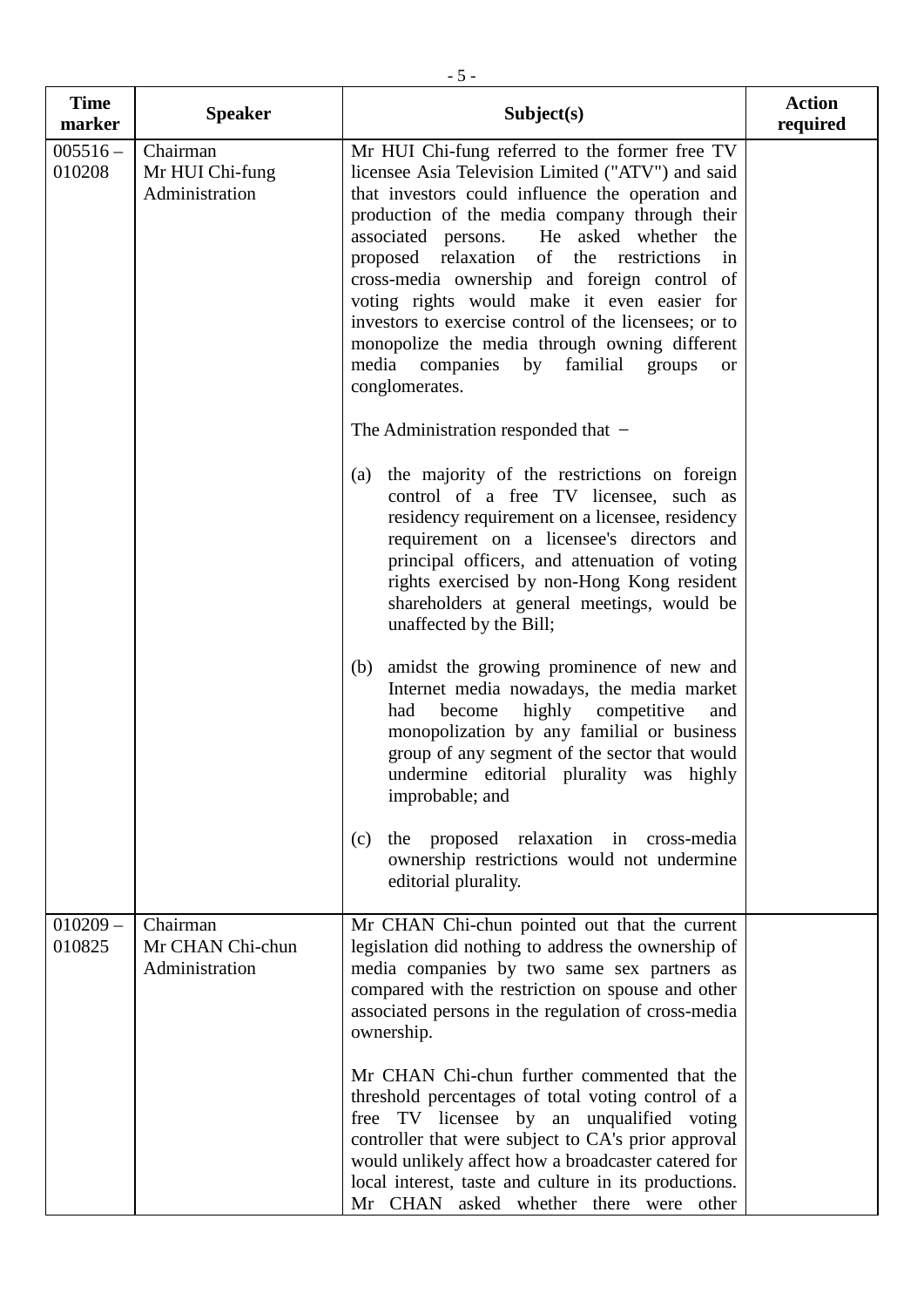| Time marker | Speaker | Subject(s) | Action required |
|---|---|---|---|
| 005516 – 010208 | Chairman<br>Mr HUI Chi-fung<br>Administration | Mr HUI Chi-fung referred to the former free TV licensee Asia Television Limited ("ATV") and said that investors could influence the operation and production of the media company through their associated persons. He asked whether the proposed relaxation of the restrictions in cross-media ownership and foreign control of voting rights would make it even easier for investors to exercise control of the licensees; or to monopolize the media through owning different media companies by familial groups or conglomerates.<br><br>The Administration responded that −<br><br>(a) the majority of the restrictions on foreign control of a free TV licensee, such as residency requirement on a licensee, residency requirement on a licensee's directors and principal officers, and attenuation of voting rights exercised by non-Hong Kong resident shareholders at general meetings, would be unaffected by the Bill;<br><br>(b) amidst the growing prominence of new and Internet media nowadays, the media market had become highly competitive and monopolization by any familial or business group of any segment of the sector that would undermine editorial plurality was highly improbable; and<br><br>(c) the proposed relaxation in cross-media ownership restrictions would not undermine editorial plurality. | |
| 010209 – 010825 | Chairman<br>Mr CHAN Chi-chun<br>Administration | Mr CHAN Chi-chun pointed out that the current legislation did nothing to address the ownership of media companies by two same sex partners as compared with the restriction on spouse and other associated persons in the regulation of cross-media ownership.<br><br>Mr CHAN Chi-chun further commented that the threshold percentages of total voting control of a free TV licensee by an unqualified voting controller that were subject to CA's prior approval would unlikely affect how a broadcaster catered for local interest, taste and culture in its productions. Mr CHAN asked whether there were other | |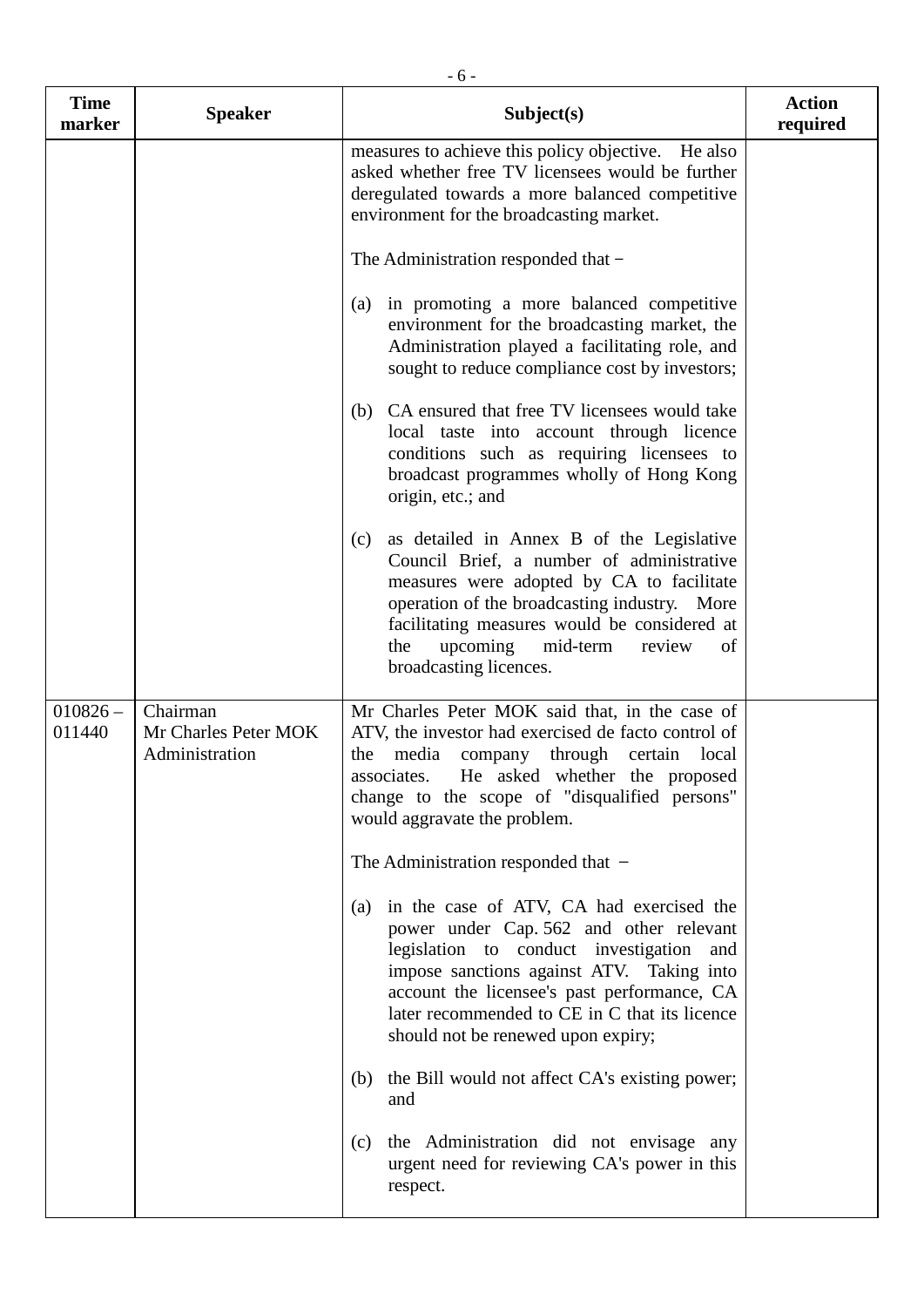| Time marker | Speaker | Subject(s) | Action required |
|---|---|---|---|
| | | measures to achieve this policy objective. He also asked whether free TV licensees would be further deregulated towards a more balanced competitive environment for the broadcasting market.<br><br>The Administration responded that −<br><br>(a) in promoting a more balanced competitive environment for the broadcasting market, the Administration played a facilitating role, and sought to reduce compliance cost by investors;<br><br>(b) CA ensured that free TV licensees would take local taste into account through licence conditions such as requiring licensees to broadcast programmes wholly of Hong Kong origin, etc.; and<br><br>(c) as detailed in Annex B of the Legislative Council Brief, a number of administrative measures were adopted by CA to facilitate operation of the broadcasting industry. More facilitating measures would be considered at the upcoming mid-term review of broadcasting licences. | |
| 010826 – 011440 | Chairman<br>Mr Charles Peter MOK<br>Administration | Mr Charles Peter MOK said that, in the case of ATV, the investor had exercised de facto control of the media company through certain local associates. He asked whether the proposed change to the scope of "disqualified persons" would aggravate the problem.<br><br>The Administration responded that −<br><br>(a) in the case of ATV, CA had exercised the power under Cap. 562 and other relevant legislation to conduct investigation and impose sanctions against ATV. Taking into account the licensee's past performance, CA later recommended to CE in C that its licence should not be renewed upon expiry;<br><br>(b) the Bill would not affect CA's existing power; and<br><br>(c) the Administration did not envisage any urgent need for reviewing CA's power in this respect. | |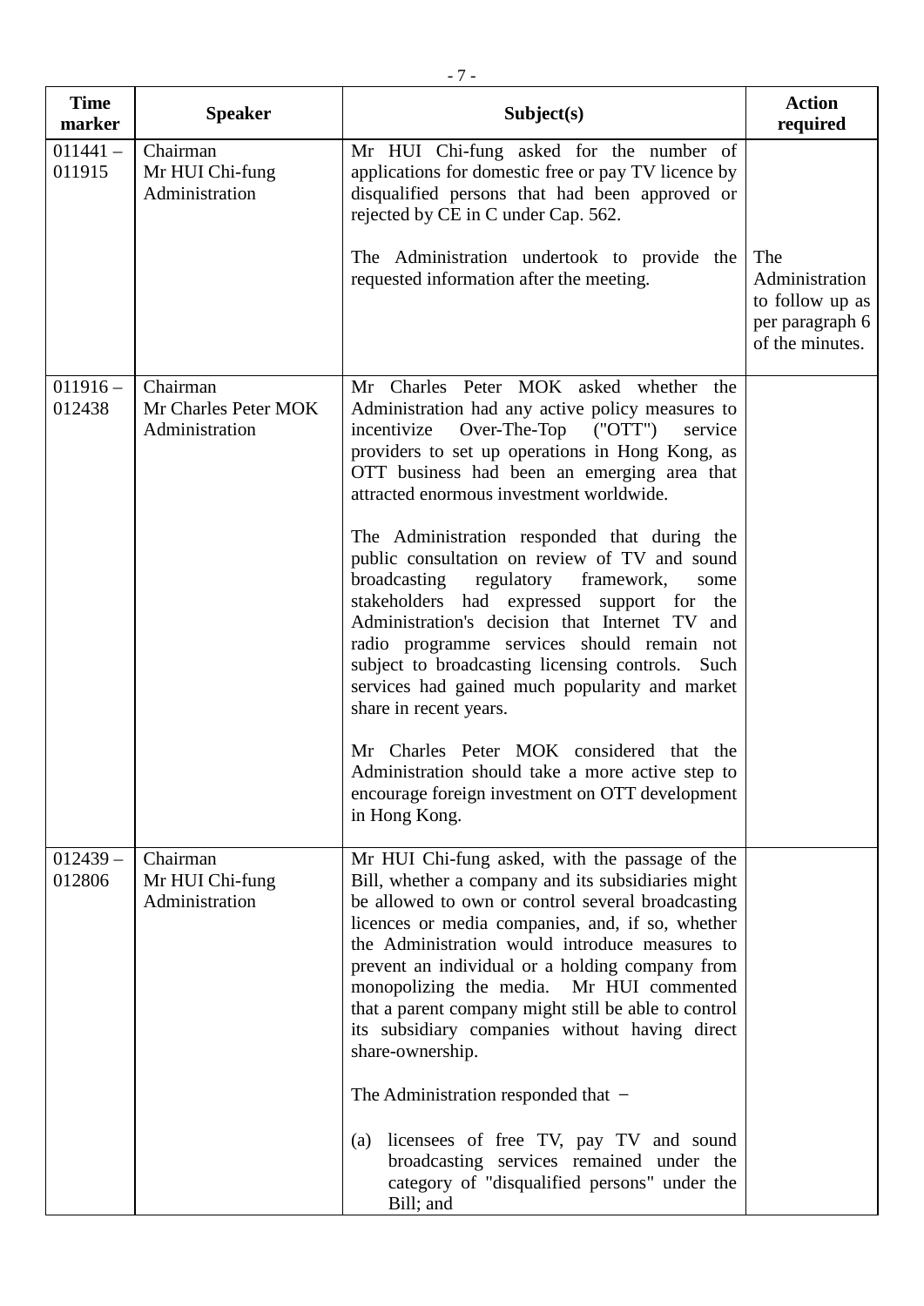| Time marker | Speaker | Subject(s) | Action required |
|---|---|---|---|
| 011441 – 011915 | Chairman<br>Mr HUI Chi-fung<br>Administration | Mr HUI Chi-fung asked for the number of applications for domestic free or pay TV licence by disqualified persons that had been approved or rejected by CE in C under Cap. 562.<br><br>The Administration undertook to provide the requested information after the meeting. | The Administration to follow up as per paragraph 6 of the minutes. |
| 011916 – 012438 | Chairman<br>Mr Charles Peter MOK<br>Administration | Mr Charles Peter MOK asked whether the Administration had any active policy measures to incentivize Over-The-Top ("OTT") service providers to set up operations in Hong Kong, as OTT business had been an emerging area that attracted enormous investment worldwide.<br><br>The Administration responded that during the public consultation on review of TV and sound broadcasting regulatory framework, some stakeholders had expressed support for the Administration's decision that Internet TV and radio programme services should remain not subject to broadcasting licensing controls. Such services had gained much popularity and market share in recent years.<br><br>Mr Charles Peter MOK considered that the Administration should take a more active step to encourage foreign investment on OTT development in Hong Kong. | |
| 012439 – 012806 | Chairman<br>Mr HUI Chi-fung<br>Administration | Mr HUI Chi-fung asked, with the passage of the Bill, whether a company and its subsidiaries might be allowed to own or control several broadcasting licences or media companies, and, if so, whether the Administration would introduce measures to prevent an individual or a holding company from monopolizing the media. Mr HUI commented that a parent company might still be able to control its subsidiary companies without having direct share-ownership.<br><br>The Administration responded that –<br><br>(a) licensees of free TV, pay TV and sound broadcasting services remained under the category of "disqualified persons" under the Bill; and | |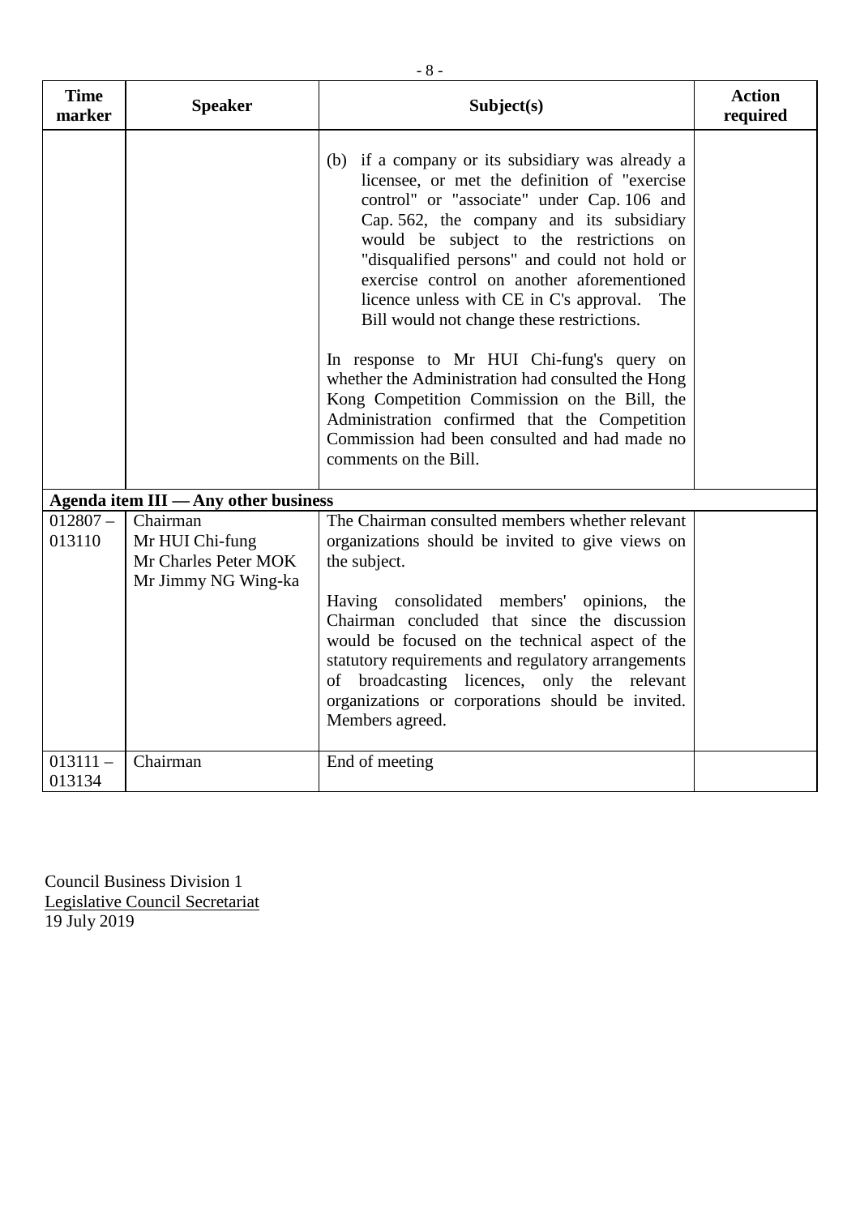| Time marker | Speaker | Subject(s) | Action required |
|---|---|---|---|
| | | (b) if a company or its subsidiary was already a licensee, or met the definition of "exercise control" or "associate" under Cap. 106 and Cap. 562, the company and its subsidiary would be subject to the restrictions on "disqualified persons" and could not hold or exercise control on another aforementioned licence unless with CE in C's approval. The Bill would not change these restrictions.<br><br>In response to Mr HUI Chi-fung's query on whether the Administration had consulted the Hong Kong Competition Commission on the Bill, the Administration confirmed that the Competition Commission had been consulted and had made no comments on the Bill. | |
| **Agenda item III — Any other business** | | | |
| 012807 – 013110 | Chairman<br>Mr HUI Chi-fung<br>Mr Charles Peter MOK<br>Mr Jimmy NG Wing-ka | The Chairman consulted members whether relevant organizations should be invited to give views on the subject.<br><br>Having consolidated members' opinions, the Chairman concluded that since the discussion would be focused on the technical aspect of the statutory requirements and regulatory arrangements of broadcasting licences, only the relevant organizations or corporations should be invited. Members agreed. | |
| 013111 – 013134 | Chairman | End of meeting | |

Council Business Division 1
Legislative Council Secretariat
19 July 2019